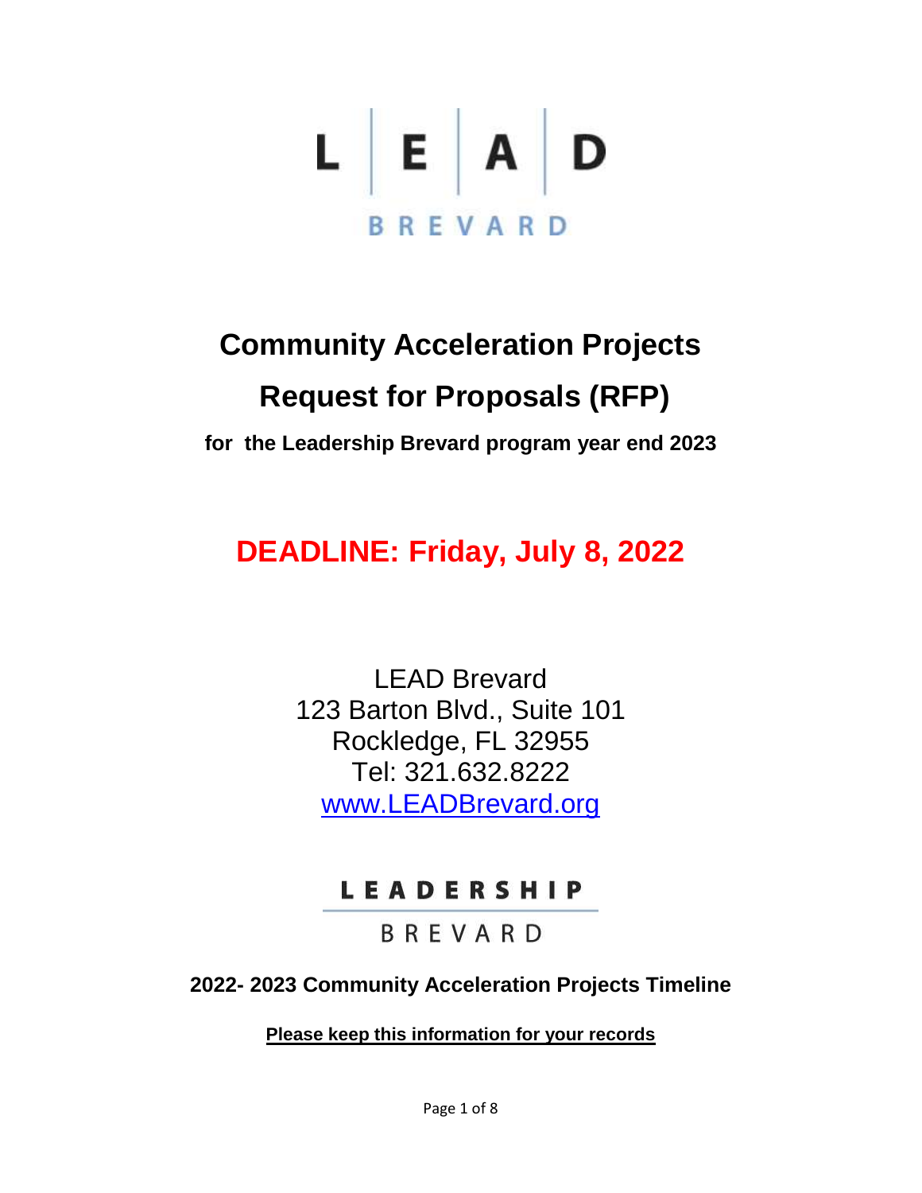L | E | A | D

BREVARD

# Community Acceleration Projects

# Request for Proposals (RFP)

**for the Leadership Brevard program year end 2023**

## DEADLINE: Friday, July 8, 2022

LEAD Brevard
123 Barton Blvd., Suite 101
Rockledge, FL 32955
Tel: 321.632.8222
www.LEADBrevard.org

LEADERSHIP

BREVARD

**2022- 2023 Community Acceleration Projects Timeline**

**Please keep this information for your records**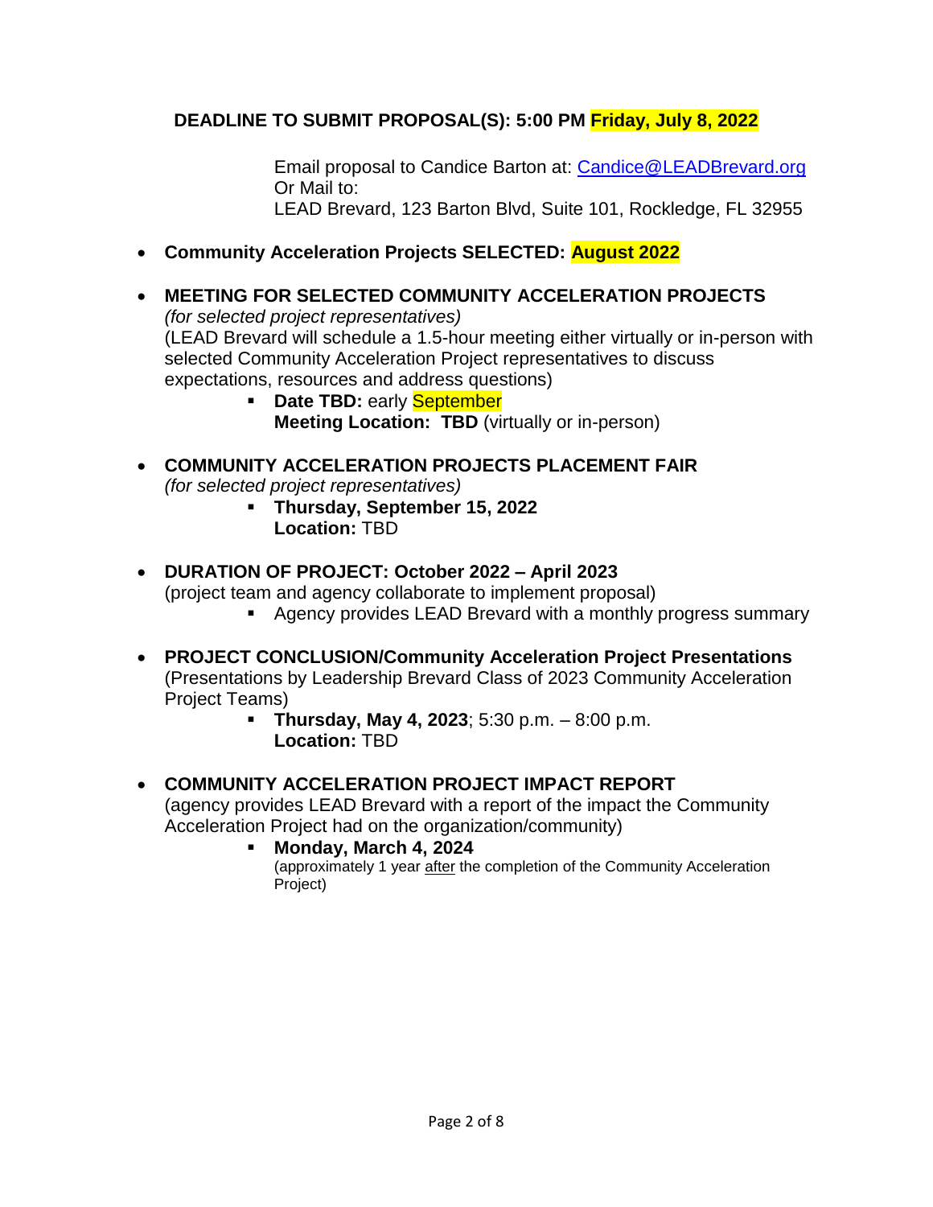**DEADLINE TO SUBMIT PROPOSAL(S): 5:00 PM Friday, July 8, 2022**

Email proposal to Candice Barton at: Candice@LEADBrevard.org
Or Mail to:
LEAD Brevard, 123 Barton Blvd, Suite 101, Rockledge, FL 32955

- **Community Acceleration Projects SELECTED: August 2022**

- **MEETING FOR SELECTED COMMUNITY ACCELERATION PROJECTS**
  *(for selected project representatives)*
  (LEAD Brevard will schedule a 1.5-hour meeting either virtually or in-person with selected Community Acceleration Project representatives to discuss expectations, resources and address questions)
  - **Date TBD:** early September
    **Meeting Location: TBD** (virtually or in-person)

- **COMMUNITY ACCELERATION PROJECTS PLACEMENT FAIR**
  *(for selected project representatives)*
  - **Thursday, September 15, 2022**
    **Location:** TBD

- **DURATION OF PROJECT: October 2022 – April 2023**
  (project team and agency collaborate to implement proposal)
  - Agency provides LEAD Brevard with a monthly progress summary

- **PROJECT CONCLUSION/Community Acceleration Project Presentations**
  (Presentations by Leadership Brevard Class of 2023 Community Acceleration Project Teams)
  - **Thursday, May 4, 2023**; 5:30 p.m. – 8:00 p.m.
    **Location:** TBD

- **COMMUNITY ACCELERATION PROJECT IMPACT REPORT**
  (agency provides LEAD Brevard with a report of the impact the Community Acceleration Project had on the organization/community)
  - **Monday, March 4, 2024**
    (approximately 1 year after the completion of the Community Acceleration Project)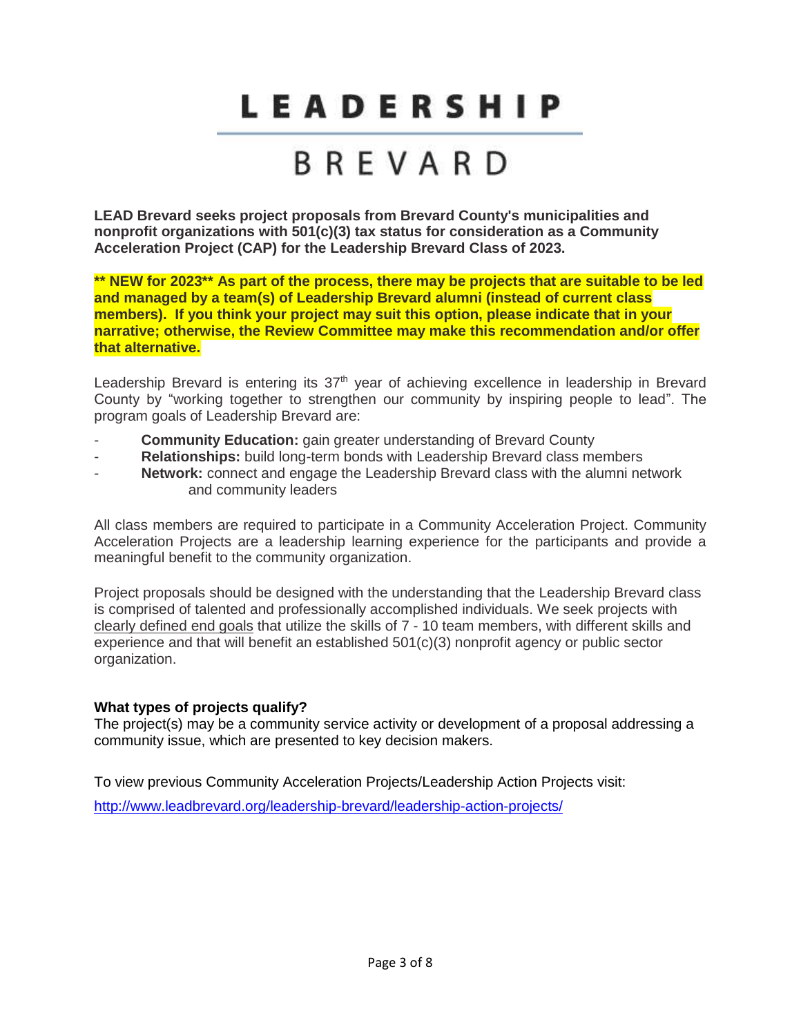# LEADERSHIP

# BREVARD

**LEAD Brevard seeks project proposals from Brevard County's municipalities and nonprofit organizations with 501(c)(3) tax status for consideration as a Community Acceleration Project (CAP) for the Leadership Brevard Class of 2023.**

**** NEW for 2023** As part of the process, there may be projects that are suitable to be led and managed by a team(s) of Leadership Brevard alumni (instead of current class members). If you think your project may suit this option, please indicate that in your narrative; otherwise, the Review Committee may make this recommendation and/or offer that alternative.**

Leadership Brevard is entering its 37th year of achieving excellence in leadership in Brevard County by "working together to strengthen our community by inspiring people to lead". The program goals of Leadership Brevard are:

- **Community Education:** gain greater understanding of Brevard County
- **Relationships:** build long-term bonds with Leadership Brevard class members
- **Network:** connect and engage the Leadership Brevard class with the alumni network and community leaders

All class members are required to participate in a Community Acceleration Project. Community Acceleration Projects are a leadership learning experience for the participants and provide a meaningful benefit to the community organization.

Project proposals should be designed with the understanding that the Leadership Brevard class is comprised of talented and professionally accomplished individuals. We seek projects with clearly defined end goals that utilize the skills of 7 - 10 team members, with different skills and experience and that will benefit an established 501(c)(3) nonprofit agency or public sector organization.

**What types of projects qualify?**
The project(s) may be a community service activity or development of a proposal addressing a community issue, which are presented to key decision makers.

To view previous Community Acceleration Projects/Leadership Action Projects visit:

http://www.leadbrevard.org/leadership-brevard/leadership-action-projects/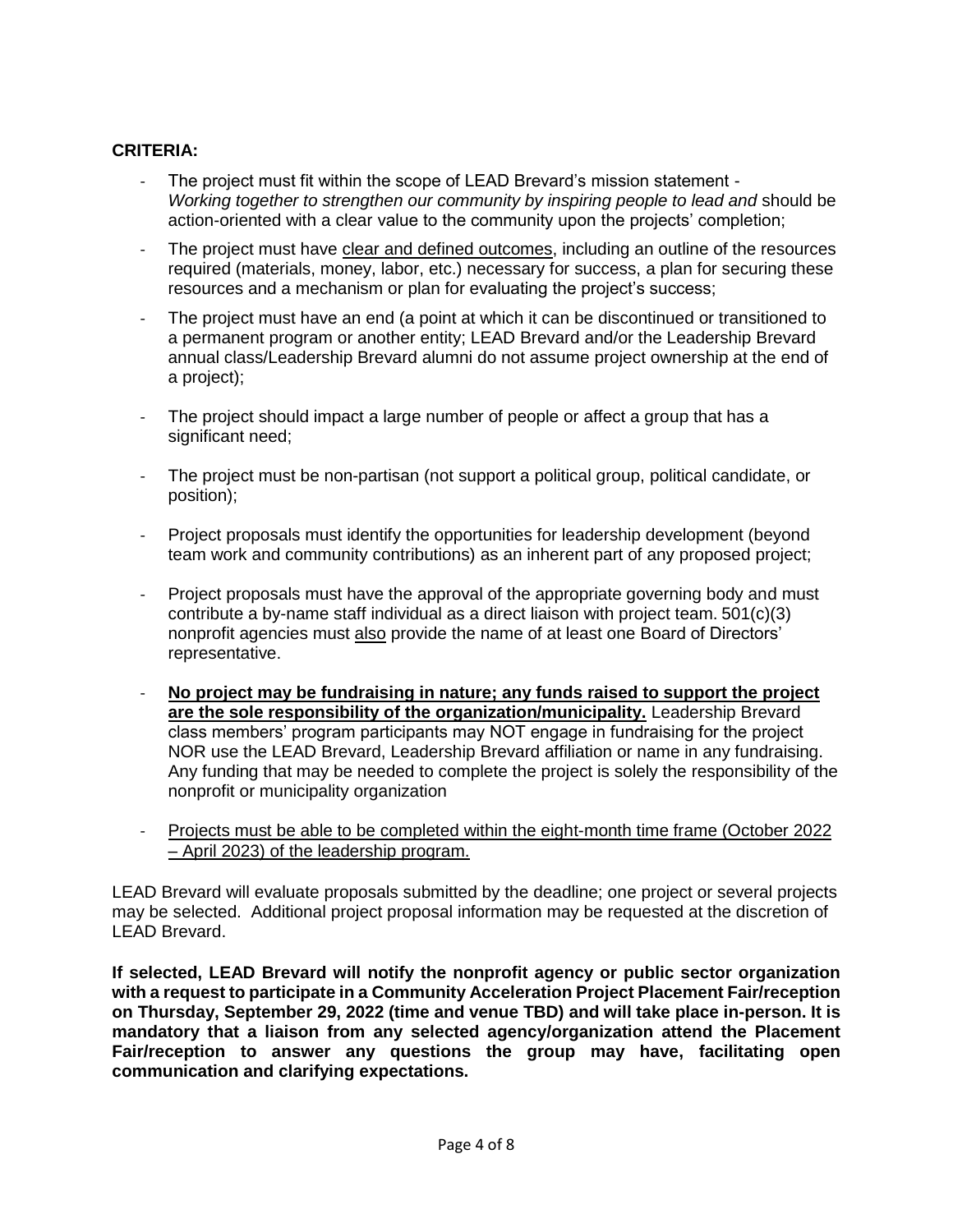**CRITERIA:**

- The project must fit within the scope of LEAD Brevard's mission statement - *Working together to strengthen our community by inspiring people to lead and* should be action-oriented with a clear value to the community upon the projects' completion;
- The project must have clear and defined outcomes, including an outline of the resources required (materials, money, labor, etc.) necessary for success, a plan for securing these resources and a mechanism or plan for evaluating the project's success;
- The project must have an end (a point at which it can be discontinued or transitioned to a permanent program or another entity; LEAD Brevard and/or the Leadership Brevard annual class/Leadership Brevard alumni do not assume project ownership at the end of a project);
- The project should impact a large number of people or affect a group that has a significant need;
- The project must be non-partisan (not support a political group, political candidate, or position);
- Project proposals must identify the opportunities for leadership development (beyond team work and community contributions) as an inherent part of any proposed project;
- Project proposals must have the approval of the appropriate governing body and must contribute a by-name staff individual as a direct liaison with project team. 501(c)(3) nonprofit agencies must also provide the name of at least one Board of Directors' representative.
- **No project may be fundraising in nature; any funds raised to support the project are the sole responsibility of the organization/municipality.** Leadership Brevard class members' program participants may NOT engage in fundraising for the project NOR use the LEAD Brevard, Leadership Brevard affiliation or name in any fundraising. Any funding that may be needed to complete the project is solely the responsibility of the nonprofit or municipality organization
- Projects must be able to be completed within the eight-month time frame (October 2022 – April 2023) of the leadership program.

LEAD Brevard will evaluate proposals submitted by the deadline; one project or several projects may be selected. Additional project proposal information may be requested at the discretion of LEAD Brevard.

**If selected, LEAD Brevard will notify the nonprofit agency or public sector organization with a request to participate in a Community Acceleration Project Placement Fair/reception on Thursday, September 29, 2022 (time and venue TBD) and will take place in-person. It is mandatory that a liaison from any selected agency/organization attend the Placement Fair/reception to answer any questions the group may have, facilitating open communication and clarifying expectations.**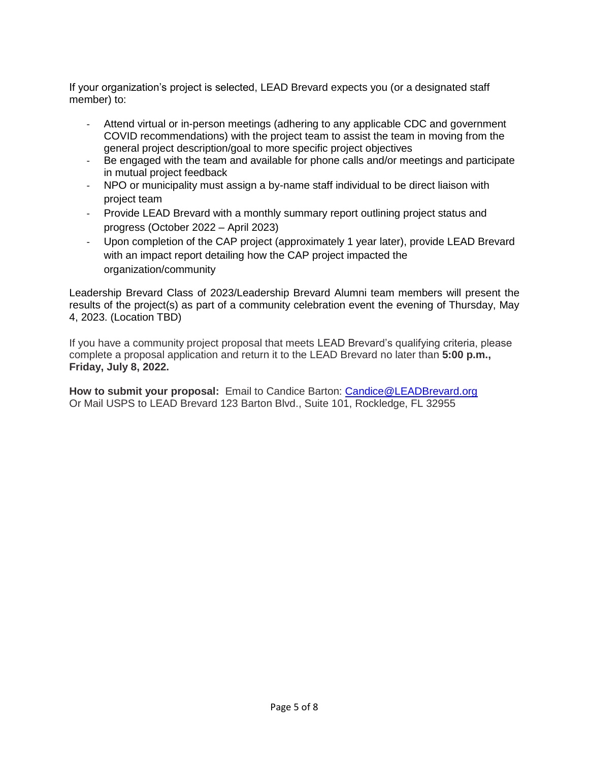If your organization's project is selected, LEAD Brevard expects you (or a designated staff member) to:

- Attend virtual or in-person meetings (adhering to any applicable CDC and government COVID recommendations) with the project team to assist the team in moving from the general project description/goal to more specific project objectives
- Be engaged with the team and available for phone calls and/or meetings and participate in mutual project feedback
- NPO or municipality must assign a by-name staff individual to be direct liaison with project team
- Provide LEAD Brevard with a monthly summary report outlining project status and progress (October 2022 – April 2023)
- Upon completion of the CAP project (approximately 1 year later), provide LEAD Brevard with an impact report detailing how the CAP project impacted the organization/community

Leadership Brevard Class of 2023/Leadership Brevard Alumni team members will present the results of the project(s) as part of a community celebration event the evening of Thursday, May 4, 2023. (Location TBD)

If you have a community project proposal that meets LEAD Brevard's qualifying criteria, please complete a proposal application and return it to the LEAD Brevard no later than **5:00 p.m., Friday, July 8, 2022.**

**How to submit your proposal:** Email to Candice Barton: Candice@LEADBrevard.org
Or Mail USPS to LEAD Brevard 123 Barton Blvd., Suite 101, Rockledge, FL 32955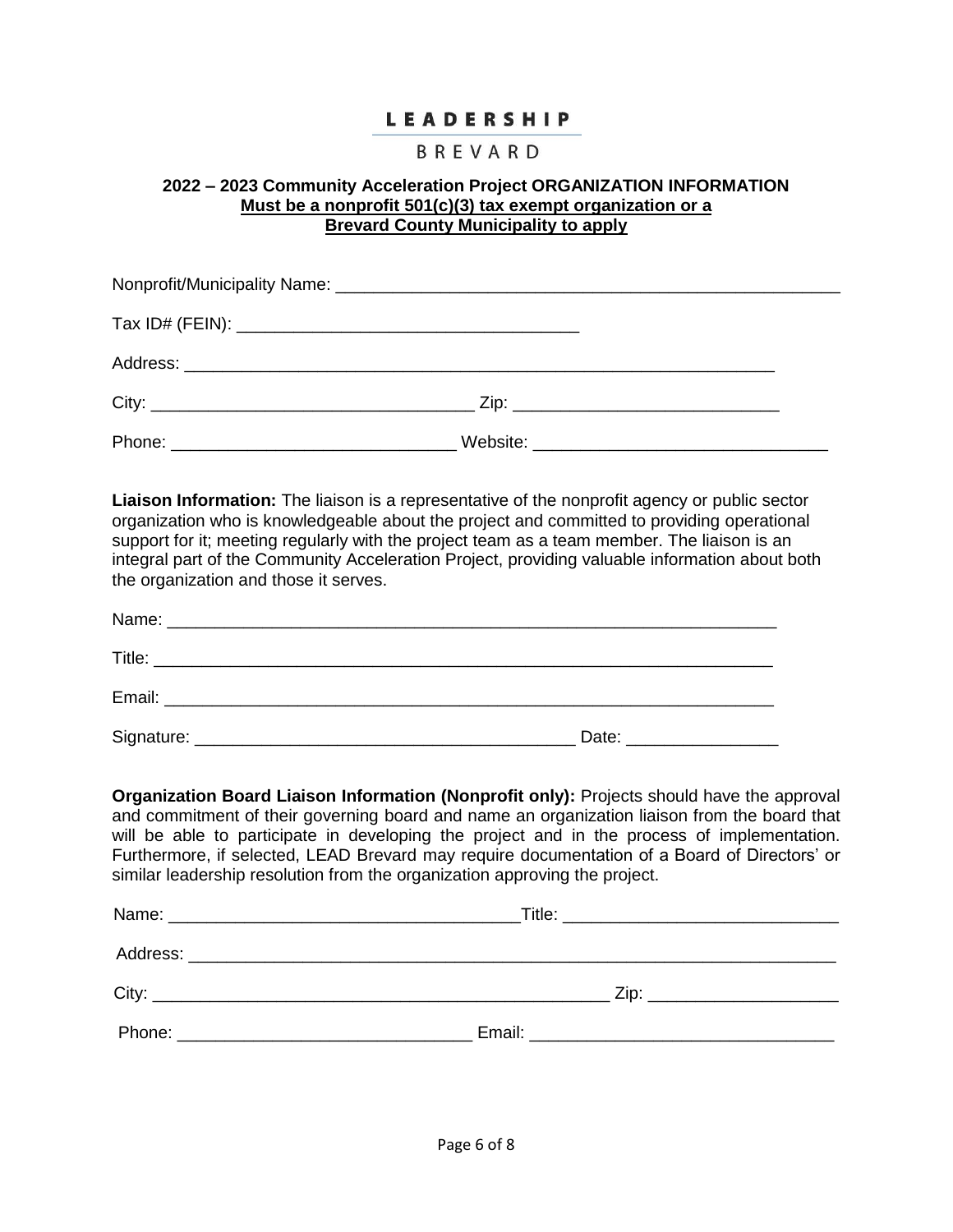# LEADERSHIP

BREVARD

**2022 – 2023 Community Acceleration Project ORGANIZATION INFORMATION**
**Must be a nonprofit 501(c)(3) tax exempt organization or a Brevard County Municipality to apply**

Nonprofit/Municipality Name: ____________________________________________________

Tax ID# (FEIN): ___________________________________

Address: ____________________________________________________________

City: _________________________________ Zip: __________________________

Phone: ____________________________ Website: ____________________________

**Liaison Information:** The liaison is a representative of the nonprofit agency or public sector organization who is knowledgeable about the project and committed to providing operational support for it; meeting regularly with the project team as a team member. The liaison is an integral part of the Community Acceleration Project, providing valuable information about both the organization and those it serves.

Name: ______________________________________________________________

Title: _______________________________________________________________

Email: ______________________________________________________________

Signature: _______________________________________ Date: _______________

**Organization Board Liaison Information (Nonprofit only):** Projects should have the approval and commitment of their governing board and name an organization liaison from the board that will be able to participate in developing the project and in the process of implementation. Furthermore, if selected, LEAD Brevard may require documentation of a Board of Directors' or similar leadership resolution from the organization approving the project.

Name: ___________________________________Title: ___________________________

Address: ______________________________________________________________

City: ________________________________________________ Zip: __________________

Phone: ______________________________ Email: ______________________________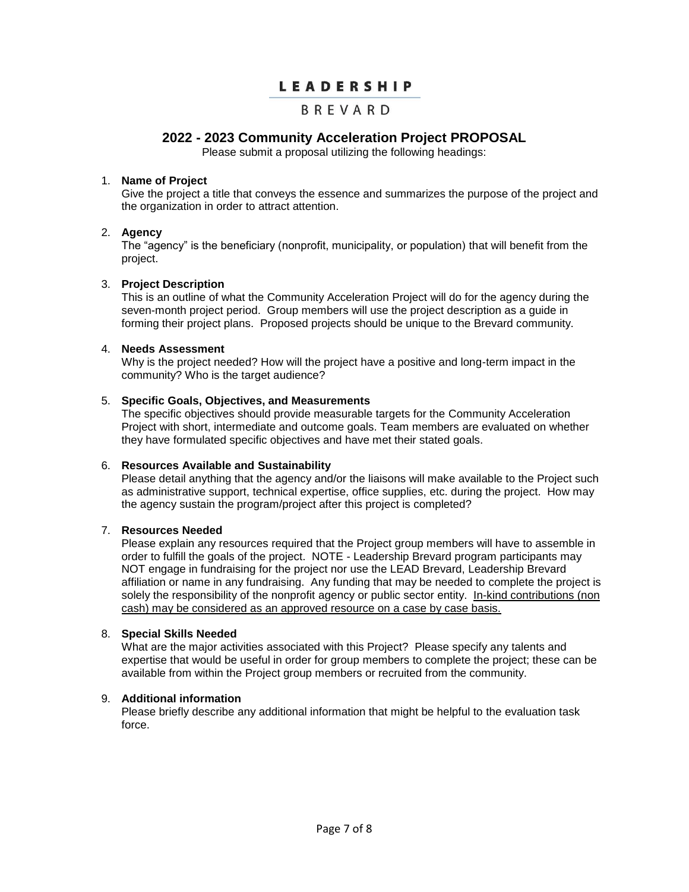# LEADERSHIP

BREVARD

## 2022 - 2023 Community Acceleration Project PROPOSAL

Please submit a proposal utilizing the following headings:

1. **Name of Project**
   Give the project a title that conveys the essence and summarizes the purpose of the project and the organization in order to attract attention.

2. **Agency**
   The "agency" is the beneficiary (nonprofit, municipality, or population) that will benefit from the project.

3. **Project Description**
   This is an outline of what the Community Acceleration Project will do for the agency during the seven-month project period. Group members will use the project description as a guide in forming their project plans. Proposed projects should be unique to the Brevard community.

4. **Needs Assessment**
   Why is the project needed? How will the project have a positive and long-term impact in the community? Who is the target audience?

5. **Specific Goals, Objectives, and Measurements**
   The specific objectives should provide measurable targets for the Community Acceleration Project with short, intermediate and outcome goals. Team members are evaluated on whether they have formulated specific objectives and have met their stated goals.

6. **Resources Available and Sustainability**
   Please detail anything that the agency and/or the liaisons will make available to the Project such as administrative support, technical expertise, office supplies, etc. during the project. How may the agency sustain the program/project after this project is completed?

7. **Resources Needed**
   Please explain any resources required that the Project group members will have to assemble in order to fulfill the goals of the project. NOTE - Leadership Brevard program participants may NOT engage in fundraising for the project nor use the LEAD Brevard, Leadership Brevard affiliation or name in any fundraising. Any funding that may be needed to complete the project is solely the responsibility of the nonprofit agency or public sector entity. <u>In-kind contributions (non cash) may be considered as an approved resource on a case by case basis.</u>

8. **Special Skills Needed**
   What are the major activities associated with this Project? Please specify any talents and expertise that would be useful in order for group members to complete the project; these can be available from within the Project group members or recruited from the community.

9. **Additional information**
   Please briefly describe any additional information that might be helpful to the evaluation task force.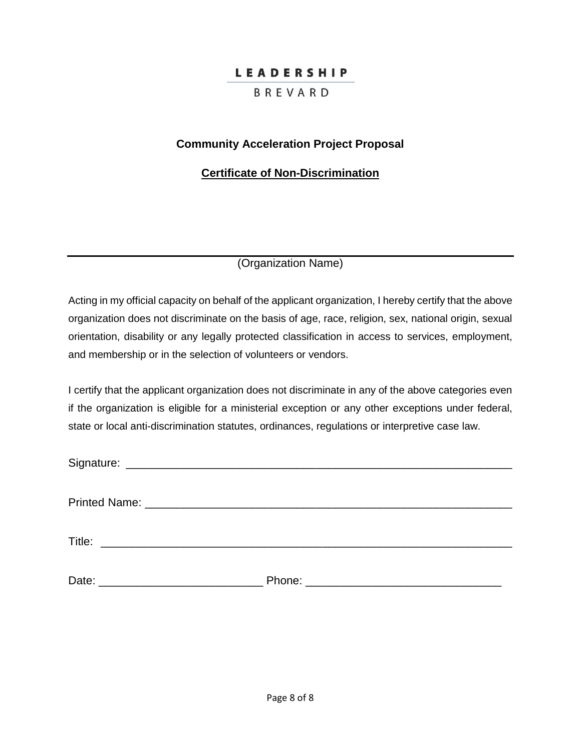LEADERSHIP

BREVARD

**Community Acceleration Project Proposal**

**Certificate of Non-Discrimination**

\_\_\_\_\_\_\_\_\_\_\_\_\_\_\_\_\_\_\_\_\_\_\_\_\_\_\_\_\_\_\_\_\_\_\_\_\_\_\_\_\_\_\_\_\_\_\_\_\_\_\_\_\_\_\_\_\_\_\_\_\_\_\_\_

(Organization Name)

Acting in my official capacity on behalf of the applicant organization, I hereby certify that the above organization does not discriminate on the basis of age, race, religion, sex, national origin, sexual orientation, disability or any legally protected classification in access to services, employment, and membership or in the selection of volunteers or vendors.

I certify that the applicant organization does not discriminate in any of the above categories even if the organization is eligible for a ministerial exception or any other exceptions under federal, state or local anti-discrimination statutes, ordinances, regulations or interpretive case law.

Signature: \_\_\_\_\_\_\_\_\_\_\_\_\_\_\_\_\_\_\_\_\_\_\_\_\_\_\_\_\_\_\_\_\_\_\_\_\_\_\_\_\_\_\_\_\_\_\_\_\_\_\_\_\_\_\_\_\_\_\_\_

Printed Name: \_\_\_\_\_\_\_\_\_\_\_\_\_\_\_\_\_\_\_\_\_\_\_\_\_\_\_\_\_\_\_\_\_\_\_\_\_\_\_\_\_\_\_\_\_\_\_\_\_\_\_\_\_\_\_\_

Title: \_\_\_\_\_\_\_\_\_\_\_\_\_\_\_\_\_\_\_\_\_\_\_\_\_\_\_\_\_\_\_\_\_\_\_\_\_\_\_\_\_\_\_\_\_\_\_\_\_\_\_\_\_\_\_\_\_\_\_\_\_\_\_\_

Date: \_\_\_\_\_\_\_\_\_\_\_\_\_\_\_\_\_\_\_\_\_\_\_\_\_\_ Phone: \_\_\_\_\_\_\_\_\_\_\_\_\_\_\_\_\_\_\_\_\_\_\_\_\_\_\_\_\_\_\_